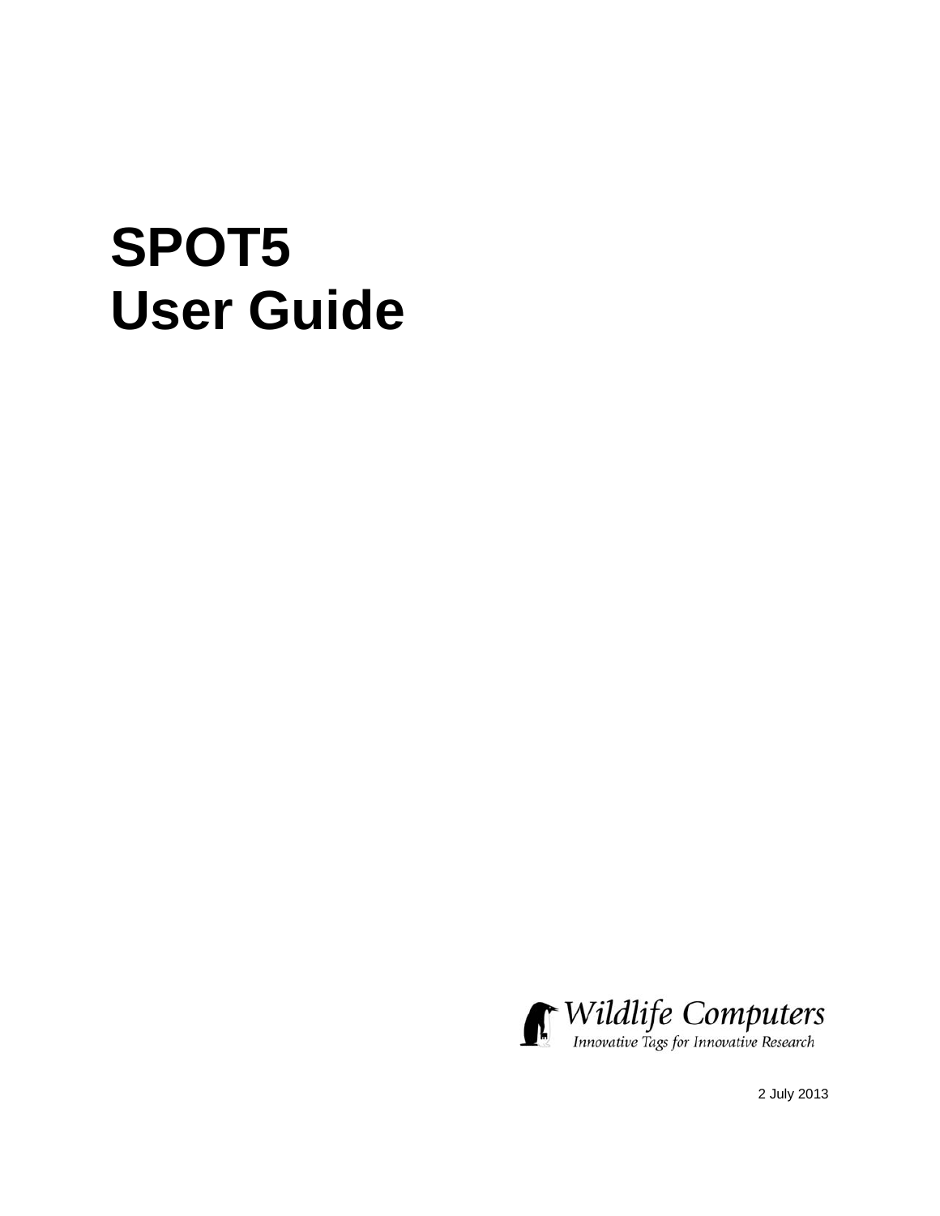# SPOT5
# User Guide

Wildlife Computers
*Innovative Tags for Innovative Research*

2 July 2013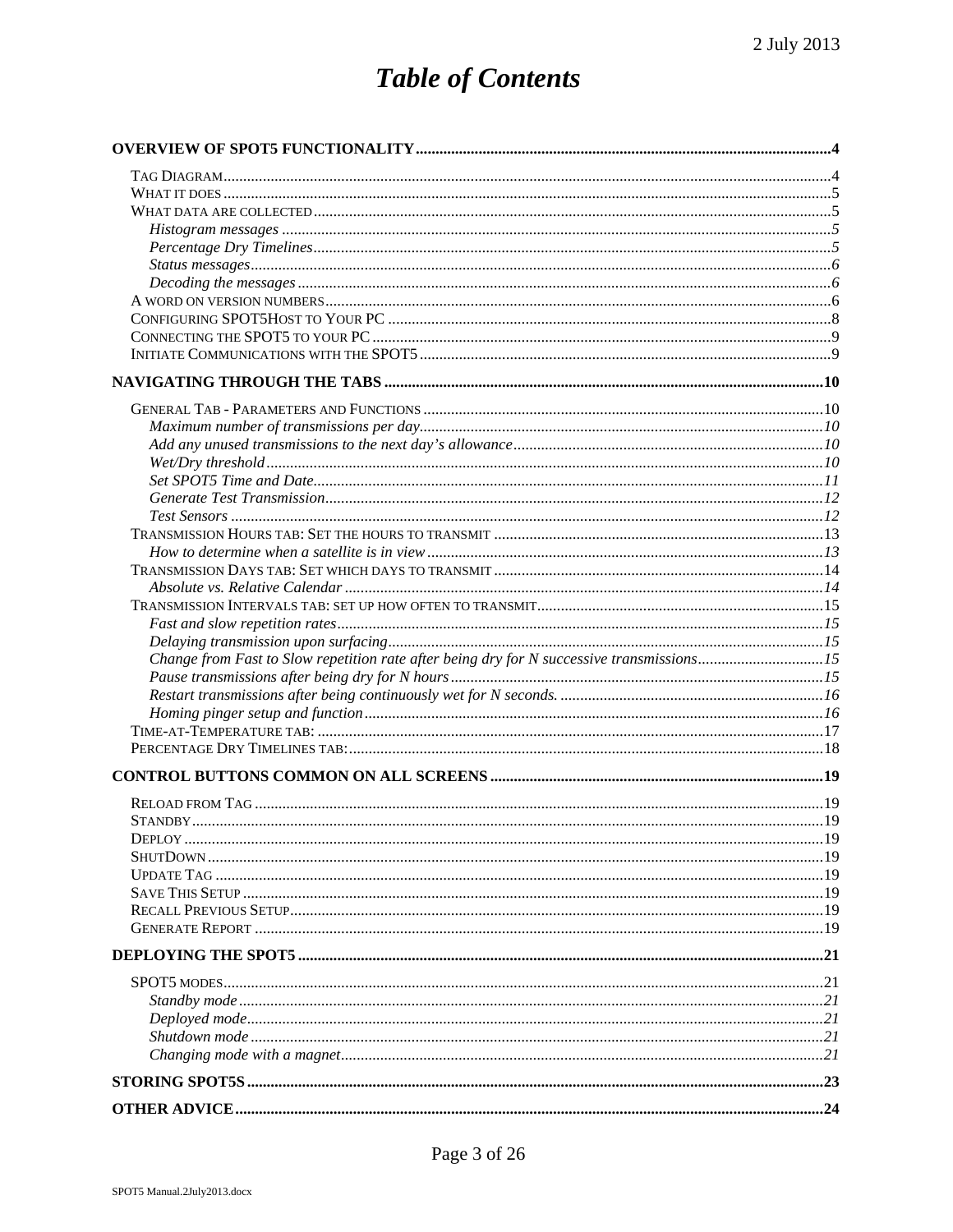# Table of Contents

**OVERVIEW OF SPOT5 FUNCTIONALITY** .....4

- Tag Diagram .....4
- What it does .....5
- What data are collected .....5
  - *Histogram messages* .....5
  - *Percentage Dry Timelines* .....5
  - *Status messages* .....6
  - *Decoding the messages* .....6
- A word on version numbers .....6
- Configuring SPOT5Host to Your PC .....8
- Connecting the SPOT5 to your PC .....9
- Initiate Communications with the SPOT5 .....9

**NAVIGATING THROUGH THE TABS** .....10

- General Tab - Parameters and Functions .....10
  - *Maximum number of transmissions per day* .....10
  - *Add any unused transmissions to the next day's allowance* .....10
  - *Wet/Dry threshold* .....10
  - *Set SPOT5 Time and Date* .....11
  - *Generate Test Transmission* .....12
  - *Test Sensors* .....12
- Transmission Hours tab: Set the hours to transmit .....13
  - *How to determine when a satellite is in view* .....13
- Transmission Days tab: Set which days to transmit .....14
  - *Absolute vs. Relative Calendar* .....14
- Transmission Intervals tab: set up how often to transmit .....15
  - *Fast and slow repetition rates* .....15
  - *Delaying transmission upon surfacing* .....15
  - *Change from Fast to Slow repetition rate after being dry for N successive transmissions* .....15
  - *Pause transmissions after being dry for N hours* .....15
  - *Restart transmissions after being continuously wet for N seconds.* .....16
  - *Homing pinger setup and function* .....16
- Time-at-Temperature tab: .....17
- Percentage Dry Timelines tab: .....18

**CONTROL BUTTONS COMMON ON ALL SCREENS** .....19

- Reload from Tag .....19
- Standby .....19
- Deploy .....19
- ShutDown .....19
- Update Tag .....19
- Save This Setup .....19
- Recall Previous Setup .....19
- Generate Report .....19

**DEPLOYING THE SPOT5** .....21

- SPOT5 modes .....21
  - *Standby mode* .....21
  - *Deployed mode* .....21
  - *Shutdown mode* .....21
  - *Changing mode with a magnet* .....21

**STORING SPOT5S** .....23

**OTHER ADVICE** .....24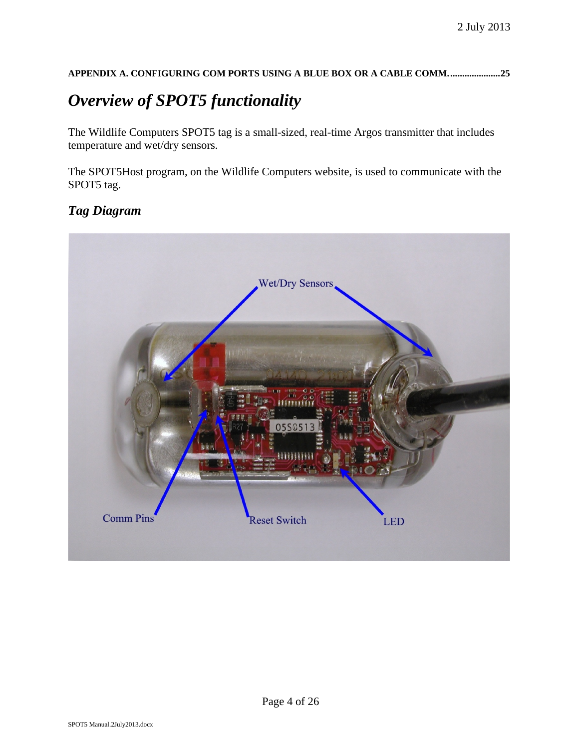**APPENDIX A. CONFIGURING COM PORTS USING A BLUE BOX OR A CABLE COMM. ....................25**

# *Overview of SPOT5 functionality*

The Wildlife Computers SPOT5 tag is a small-sized, real-time Argos transmitter that includes temperature and wet/dry sensors.

The SPOT5Host program, on the Wildlife Computers website, is used to communicate with the SPOT5 tag.

## *Tag Diagram*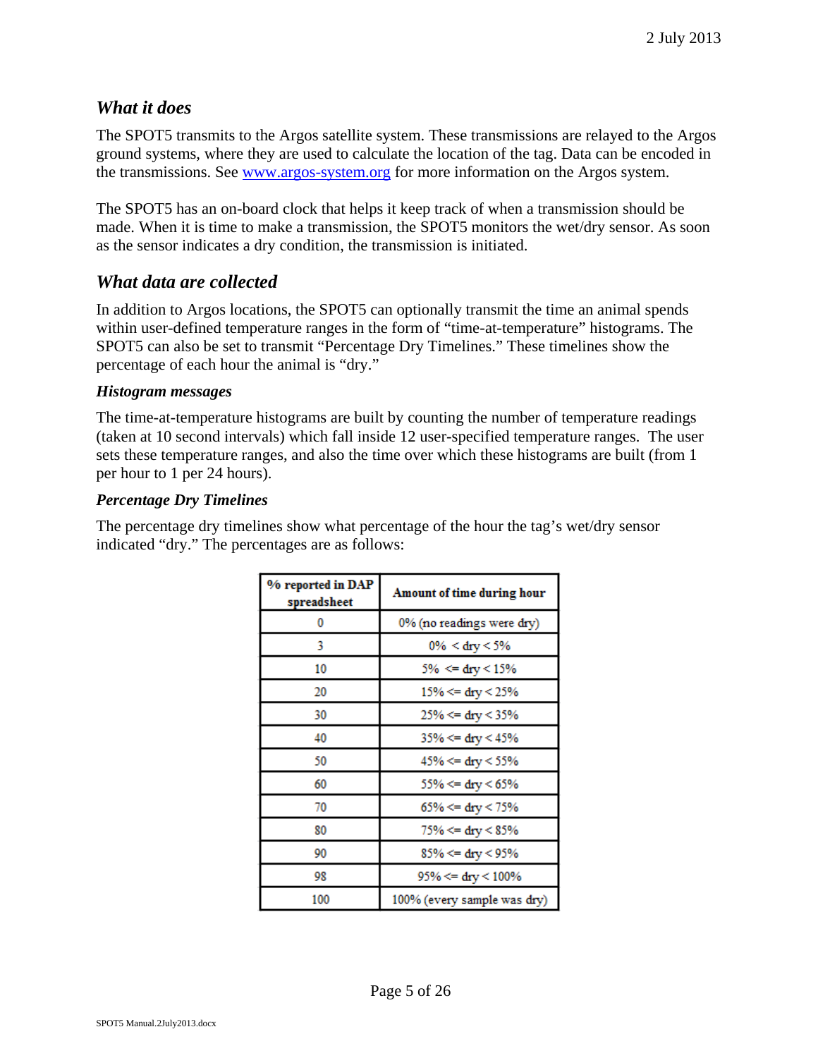## What it does

The SPOT5 transmits to the Argos satellite system. These transmissions are relayed to the Argos ground systems, where they are used to calculate the location of the tag. Data can be encoded in the transmissions. See [www.argos-system.org](http://www.argos-system.org) for more information on the Argos system.

The SPOT5 has an on-board clock that helps it keep track of when a transmission should be made. When it is time to make a transmission, the SPOT5 monitors the wet/dry sensor. As soon as the sensor indicates a dry condition, the transmission is initiated.

## What data are collected

In addition to Argos locations, the SPOT5 can optionally transmit the time an animal spends within user-defined temperature ranges in the form of "time-at-temperature" histograms. The SPOT5 can also be set to transmit "Percentage Dry Timelines." These timelines show the percentage of each hour the animal is "dry."

### Histogram messages

The time-at-temperature histograms are built by counting the number of temperature readings (taken at 10 second intervals) which fall inside 12 user-specified temperature ranges. The user sets these temperature ranges, and also the time over which these histograms are built (from 1 per hour to 1 per 24 hours).

### Percentage Dry Timelines

The percentage dry timelines show what percentage of the hour the tag's wet/dry sensor indicated "dry." The percentages are as follows:

| % reported in DAP spreadsheet | Amount of time during hour |
|---|---|
| 0 | 0% (no readings were dry) |
| 3 | 0% < dry < 5% |
| 10 | 5% <= dry < 15% |
| 20 | 15% <= dry < 25% |
| 30 | 25% <= dry < 35% |
| 40 | 35% <= dry < 45% |
| 50 | 45% <= dry < 55% |
| 60 | 55% <= dry < 65% |
| 70 | 65% <= dry < 75% |
| 80 | 75% <= dry < 85% |
| 90 | 85% <= dry < 95% |
| 98 | 95% <= dry < 100% |
| 100 | 100% (every sample was dry) |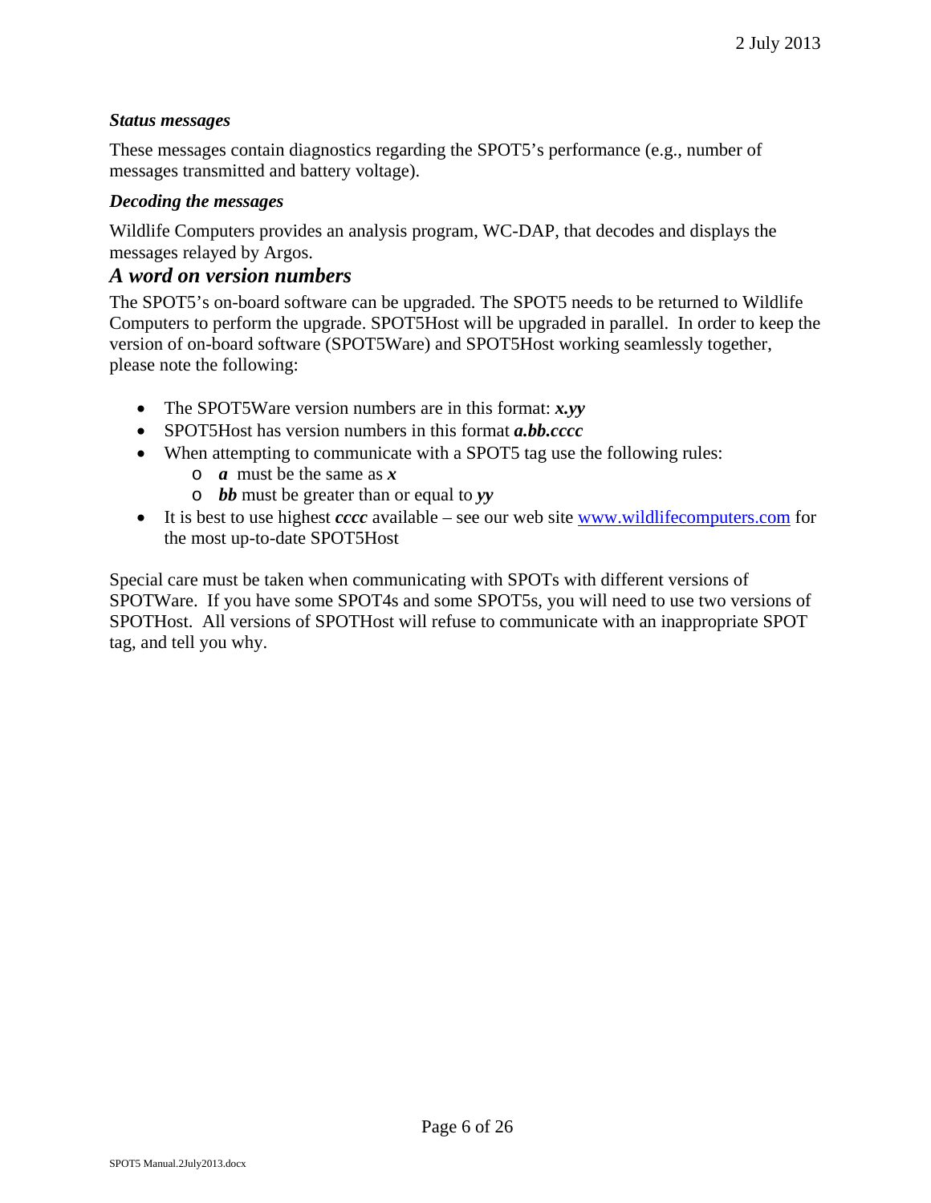### *Status messages*

These messages contain diagnostics regarding the SPOT5's performance (e.g., number of messages transmitted and battery voltage).

### *Decoding the messages*

Wildlife Computers provides an analysis program, WC-DAP, that decodes and displays the messages relayed by Argos.

## *A word on version numbers*

The SPOT5's on-board software can be upgraded. The SPOT5 needs to be returned to Wildlife Computers to perform the upgrade. SPOT5Host will be upgraded in parallel. In order to keep the version of on-board software (SPOT5Ware) and SPOT5Host working seamlessly together, please note the following:

- The SPOT5Ware version numbers are in this format: ***x.yy***
- SPOT5Host has version numbers in this format ***a.bb.cccc***
- When attempting to communicate with a SPOT5 tag use the following rules:
  - ***a*** must be the same as ***x***
  - ***bb*** must be greater than or equal to ***yy***
- It is best to use highest ***cccc*** available – see our web site www.wildlifecomputers.com for the most up-to-date SPOT5Host

Special care must be taken when communicating with SPOTs with different versions of SPOTWare. If you have some SPOT4s and some SPOT5s, you will need to use two versions of SPOTHost. All versions of SPOTHost will refuse to communicate with an inappropriate SPOT tag, and tell you why.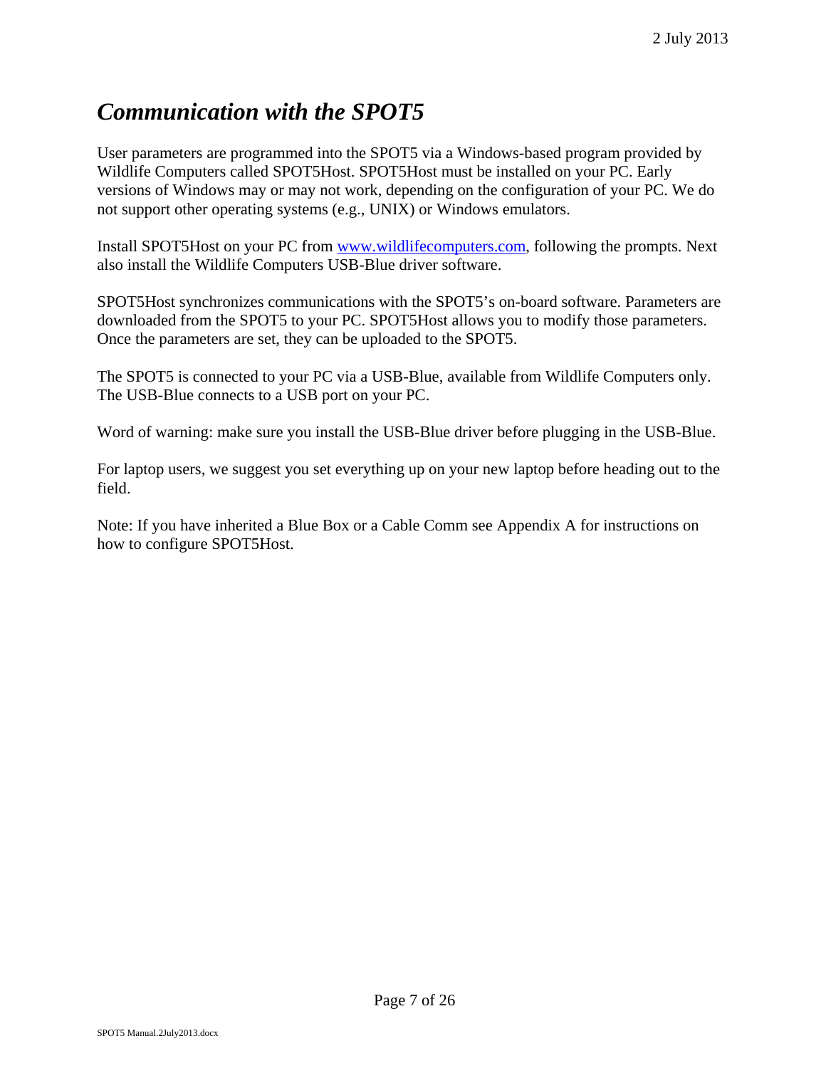# *Communication with the SPOT5*

User parameters are programmed into the SPOT5 via a Windows-based program provided by Wildlife Computers called SPOT5Host. SPOT5Host must be installed on your PC. Early versions of Windows may or may not work, depending on the configuration of your PC. We do not support other operating systems (e.g., UNIX) or Windows emulators.

Install SPOT5Host on your PC from [www.wildlifecomputers.com](http://www.wildlifecomputers.com), following the prompts. Next also install the Wildlife Computers USB-Blue driver software.

SPOT5Host synchronizes communications with the SPOT5's on-board software. Parameters are downloaded from the SPOT5 to your PC. SPOT5Host allows you to modify those parameters. Once the parameters are set, they can be uploaded to the SPOT5.

The SPOT5 is connected to your PC via a USB-Blue, available from Wildlife Computers only. The USB-Blue connects to a USB port on your PC.

Word of warning: make sure you install the USB-Blue driver before plugging in the USB-Blue.

For laptop users, we suggest you set everything up on your new laptop before heading out to the field.

Note: If you have inherited a Blue Box or a Cable Comm see Appendix A for instructions on how to configure SPOT5Host.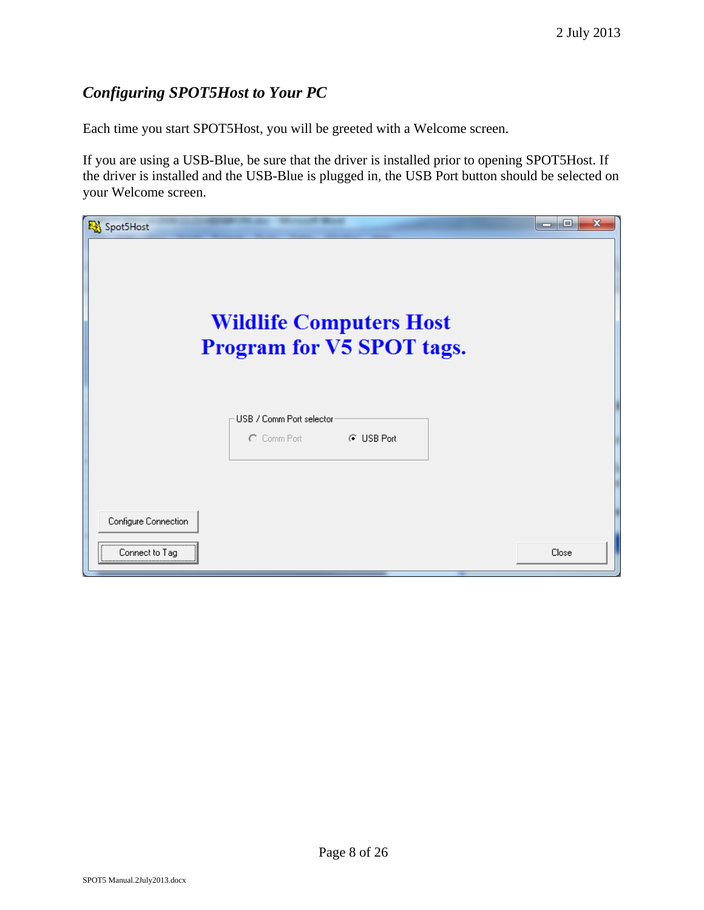### *Configuring SPOT5Host to Your PC*

Each time you start SPOT5Host, you will be greeted with a Welcome screen.

If you are using a USB-Blue, be sure that the driver is installed prior to opening SPOT5Host. If the driver is installed and the USB-Blue is plugged in, the USB Port button should be selected on your Welcome screen.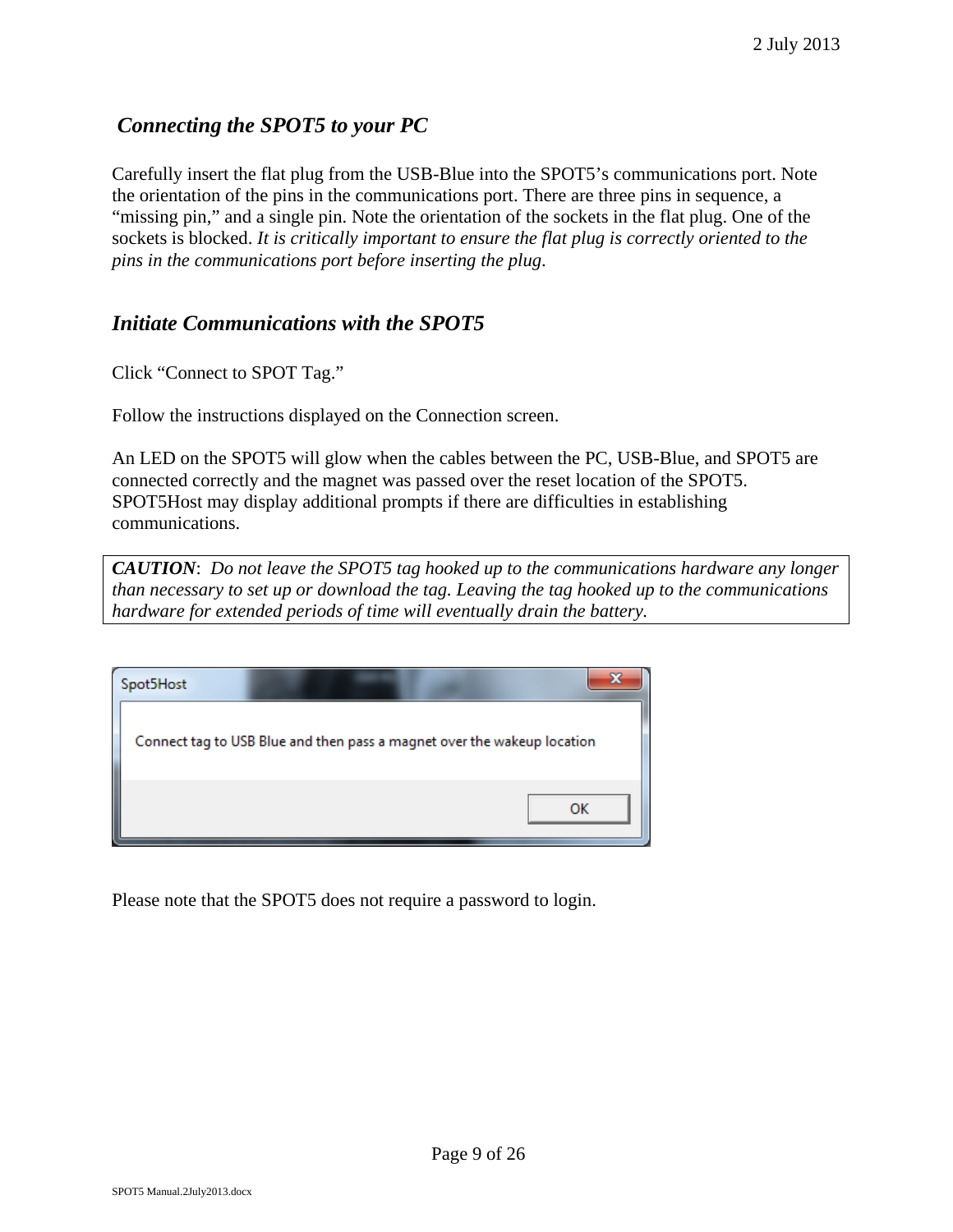## *Connecting the SPOT5 to your PC*

Carefully insert the flat plug from the USB-Blue into the SPOT5's communications port. Note the orientation of the pins in the communications port. There are three pins in sequence, a "missing pin," and a single pin. Note the orientation of the sockets in the flat plug. One of the sockets is blocked. *It is critically important to ensure the flat plug is correctly oriented to the pins in the communications port before inserting the plug.*

## *Initiate Communications with the SPOT5*

Click "Connect to SPOT Tag."

Follow the instructions displayed on the Connection screen.

An LED on the SPOT5 will glow when the cables between the PC, USB-Blue, and SPOT5 are connected correctly and the magnet was passed over the reset location of the SPOT5. SPOT5Host may display additional prompts if there are difficulties in establishing communications.

> ***CAUTION***: *Do not leave the SPOT5 tag hooked up to the communications hardware any longer than necessary to set up or download the tag. Leaving the tag hooked up to the communications hardware for extended periods of time will eventually drain the battery.*

Spot5Host

Connect tag to USB Blue and then pass a magnet over the wakeup location

OK

Please note that the SPOT5 does not require a password to login.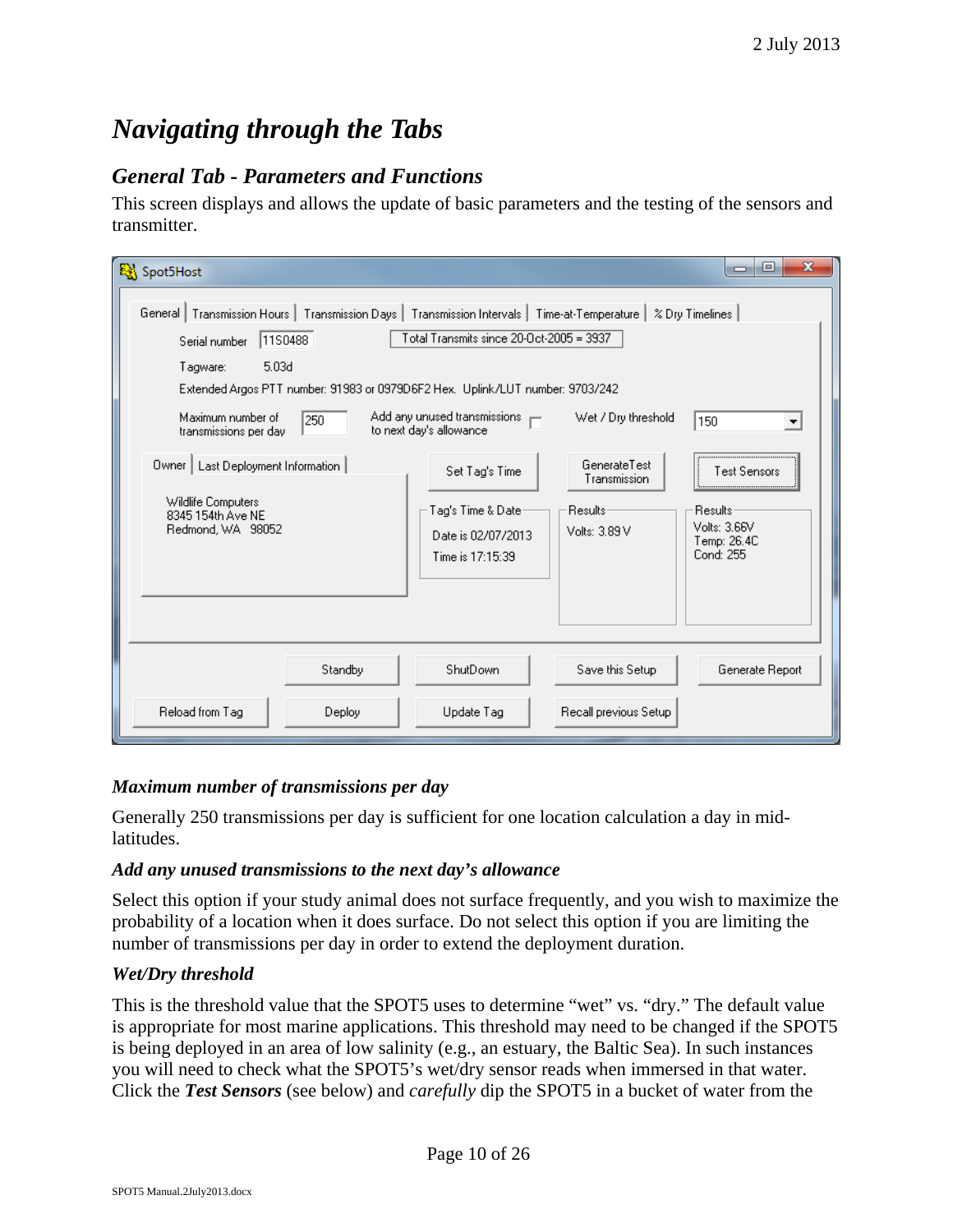# *Navigating through the Tabs*

## *General Tab - Parameters and Functions*

This screen displays and allows the update of basic parameters and the testing of the sensors and transmitter.

### *Maximum number of transmissions per day*

Generally 250 transmissions per day is sufficient for one location calculation a day in mid-latitudes.

### *Add any unused transmissions to the next day's allowance*

Select this option if your study animal does not surface frequently, and you wish to maximize the probability of a location when it does surface. Do not select this option if you are limiting the number of transmissions per day in order to extend the deployment duration.

### *Wet/Dry threshold*

This is the threshold value that the SPOT5 uses to determine "wet" vs. "dry." The default value is appropriate for most marine applications. This threshold may need to be changed if the SPOT5 is being deployed in an area of low salinity (e.g., an estuary, the Baltic Sea). In such instances you will need to check what the SPOT5's wet/dry sensor reads when immersed in that water. Click the ***Test Sensors*** (see below) and *carefully* dip the SPOT5 in a bucket of water from the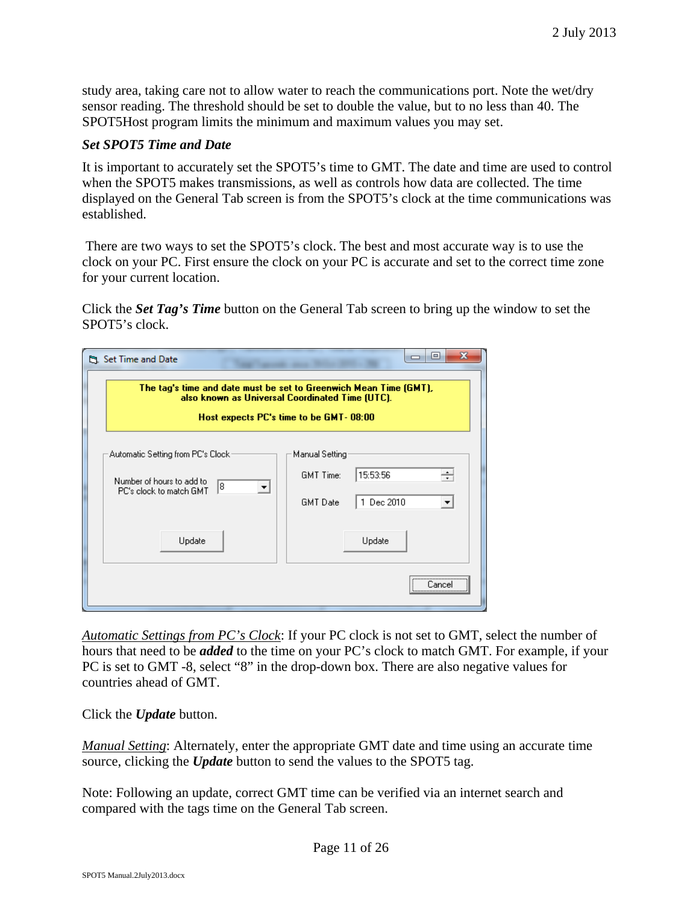study area, taking care not to allow water to reach the communications port. Note the wet/dry sensor reading. The threshold should be set to double the value, but to no less than 40. The SPOT5Host program limits the minimum and maximum values you may set.

### *Set SPOT5 Time and Date*

It is important to accurately set the SPOT5's time to GMT. The date and time are used to control when the SPOT5 makes transmissions, as well as controls how data are collected. The time displayed on the General Tab screen is from the SPOT5's clock at the time communications was established.

There are two ways to set the SPOT5's clock. The best and most accurate way is to use the clock on your PC. First ensure the clock on your PC is accurate and set to the correct time zone for your current location.

Click the ***Set Tag's Time*** button on the General Tab screen to bring up the window to set the SPOT5's clock.

Set Time and Date

The tag's time and date must be set to Greenwich Mean Time (GMT), also known as Universal Coordinated Time (UTC).

Host expects PC's time to be GMT- 08:00

Automatic Setting from PC's Clock

Number of hours to add to PC's clock to match GMT: 8

Update

Manual Setting

GMT Time: 15:53:56

GMT Date: 1 Dec 2010

Update

Cancel

<u>*Automatic Settings from PC's Clock*</u>: If your PC clock is not set to GMT, select the number of hours that need to be ***added*** to the time on your PC's clock to match GMT. For example, if your PC is set to GMT -8, select "8" in the drop-down box. There are also negative values for countries ahead of GMT.

Click the ***Update*** button.

<u>*Manual Setting*</u>: Alternately, enter the appropriate GMT date and time using an accurate time source, clicking the ***Update*** button to send the values to the SPOT5 tag.

Note: Following an update, correct GMT time can be verified via an internet search and compared with the tags time on the General Tab screen.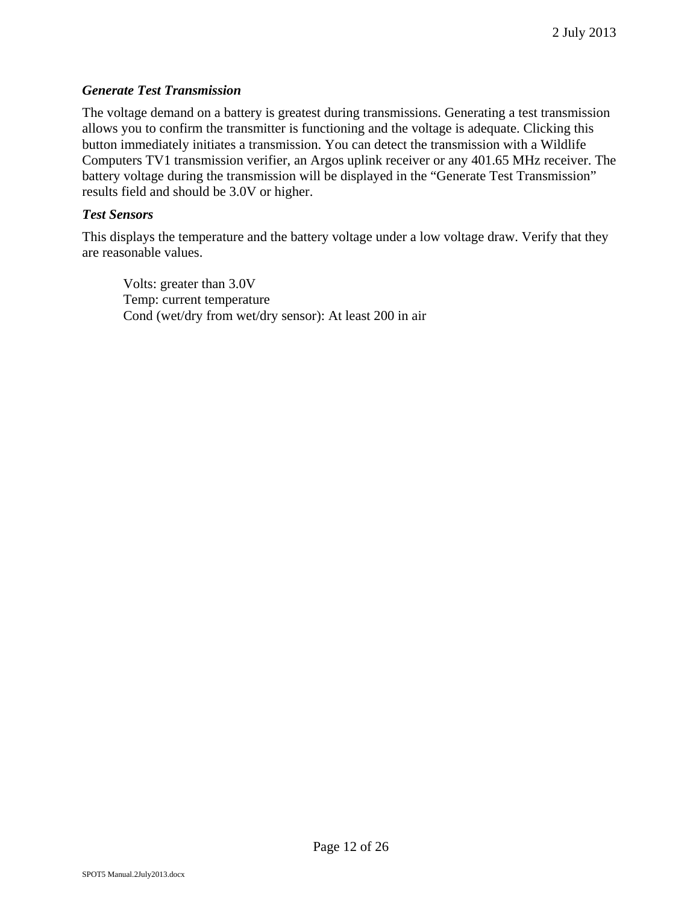***Generate Test Transmission***

The voltage demand on a battery is greatest during transmissions. Generating a test transmission allows you to confirm the transmitter is functioning and the voltage is adequate. Clicking this button immediately initiates a transmission. You can detect the transmission with a Wildlife Computers TV1 transmission verifier, an Argos uplink receiver or any 401.65 MHz receiver. The battery voltage during the transmission will be displayed in the "Generate Test Transmission" results field and should be 3.0V or higher.

***Test Sensors***

This displays the temperature and the battery voltage under a low voltage draw. Verify that they are reasonable values.

> Volts: greater than 3.0V
> Temp: current temperature
> Cond (wet/dry from wet/dry sensor): At least 200 in air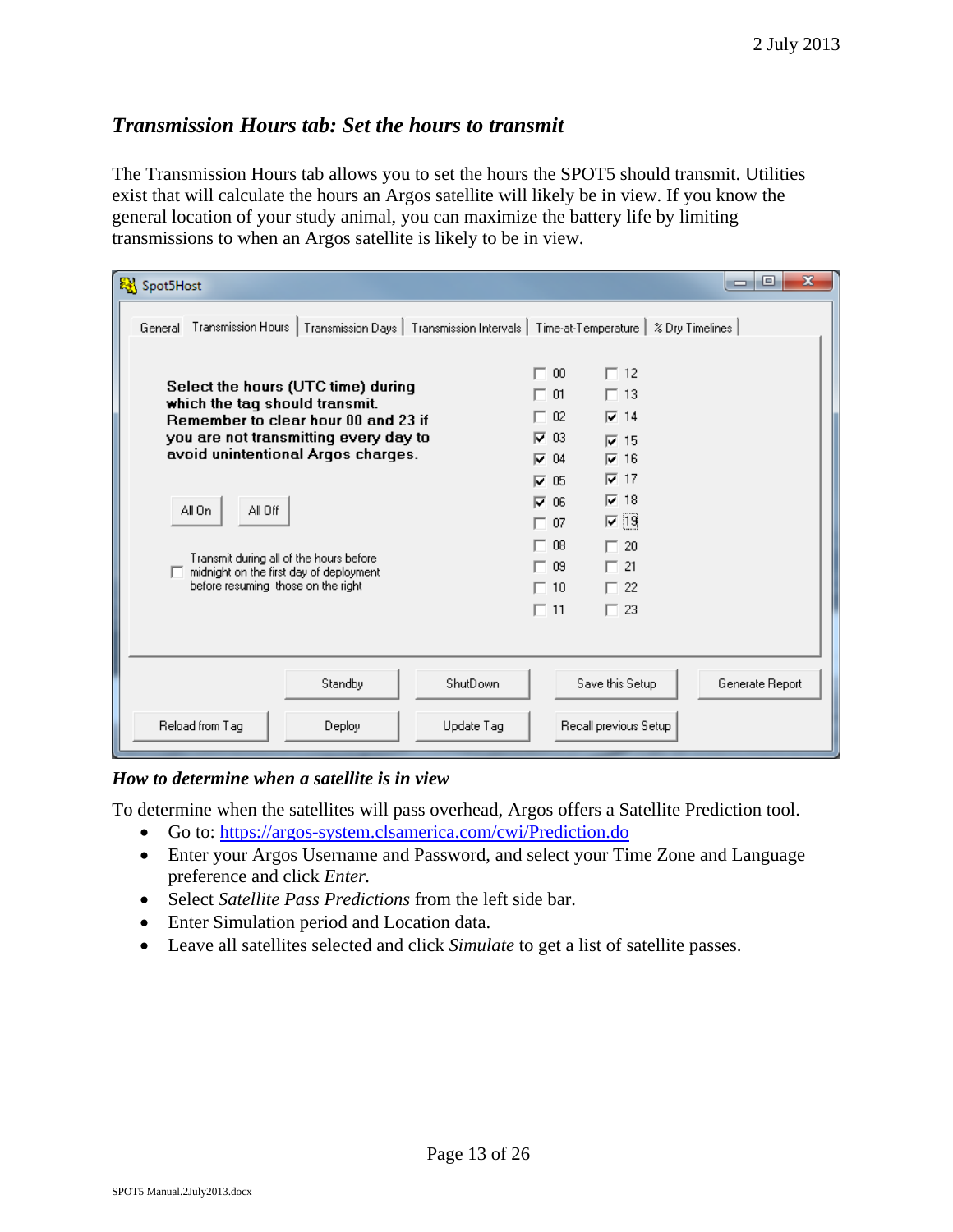## *Transmission Hours tab: Set the hours to transmit*

The Transmission Hours tab allows you to set the hours the SPOT5 should transmit. Utilities exist that will calculate the hours an Argos satellite will likely be in view. If you know the general location of your study animal, you can maximize the battery life by limiting transmissions to when an Argos satellite is likely to be in view.

### *How to determine when a satellite is in view*

To determine when the satellites will pass overhead, Argos offers a Satellite Prediction tool.

- Go to: https://argos-system.clsamerica.com/cwi/Prediction.do
- Enter your Argos Username and Password, and select your Time Zone and Language preference and click *Enter.*
- Select *Satellite Pass Predictions* from the left side bar.
- Enter Simulation period and Location data.
- Leave all satellites selected and click *Simulate* to get a list of satellite passes.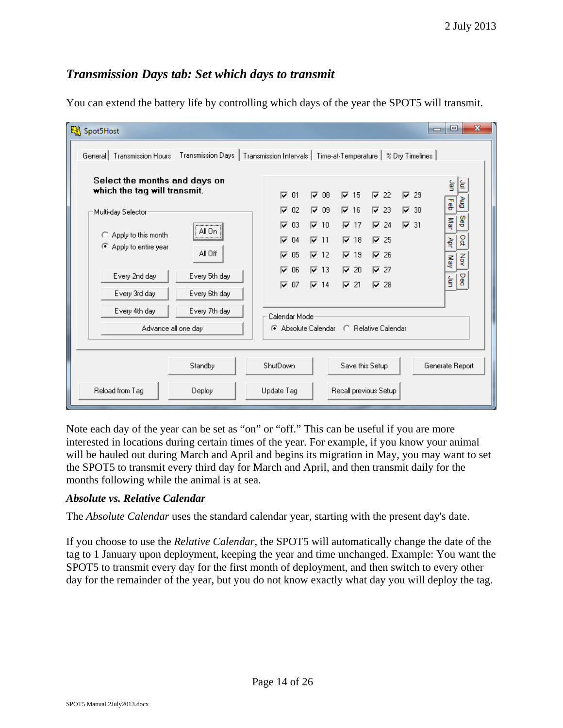## *Transmission Days tab: Set which days to transmit*

You can extend the battery life by controlling which days of the year the SPOT5 will transmit.

Note each day of the year can be set as "on" or "off." This can be useful if you are more interested in locations during certain times of the year. For example, if you know your animal will be hauled out during March and April and begins its migration in May, you may want to set the SPOT5 to transmit every third day for March and April, and then transmit daily for the months following while the animal is at sea.

### *Absolute vs. Relative Calendar*

The *Absolute Calendar* uses the standard calendar year, starting with the present day's date.

If you choose to use the *Relative Calendar*, the SPOT5 will automatically change the date of the tag to 1 January upon deployment, keeping the year and time unchanged. Example: You want the SPOT5 to transmit every day for the first month of deployment, and then switch to every other day for the remainder of the year, but you do not know exactly what day you will deploy the tag.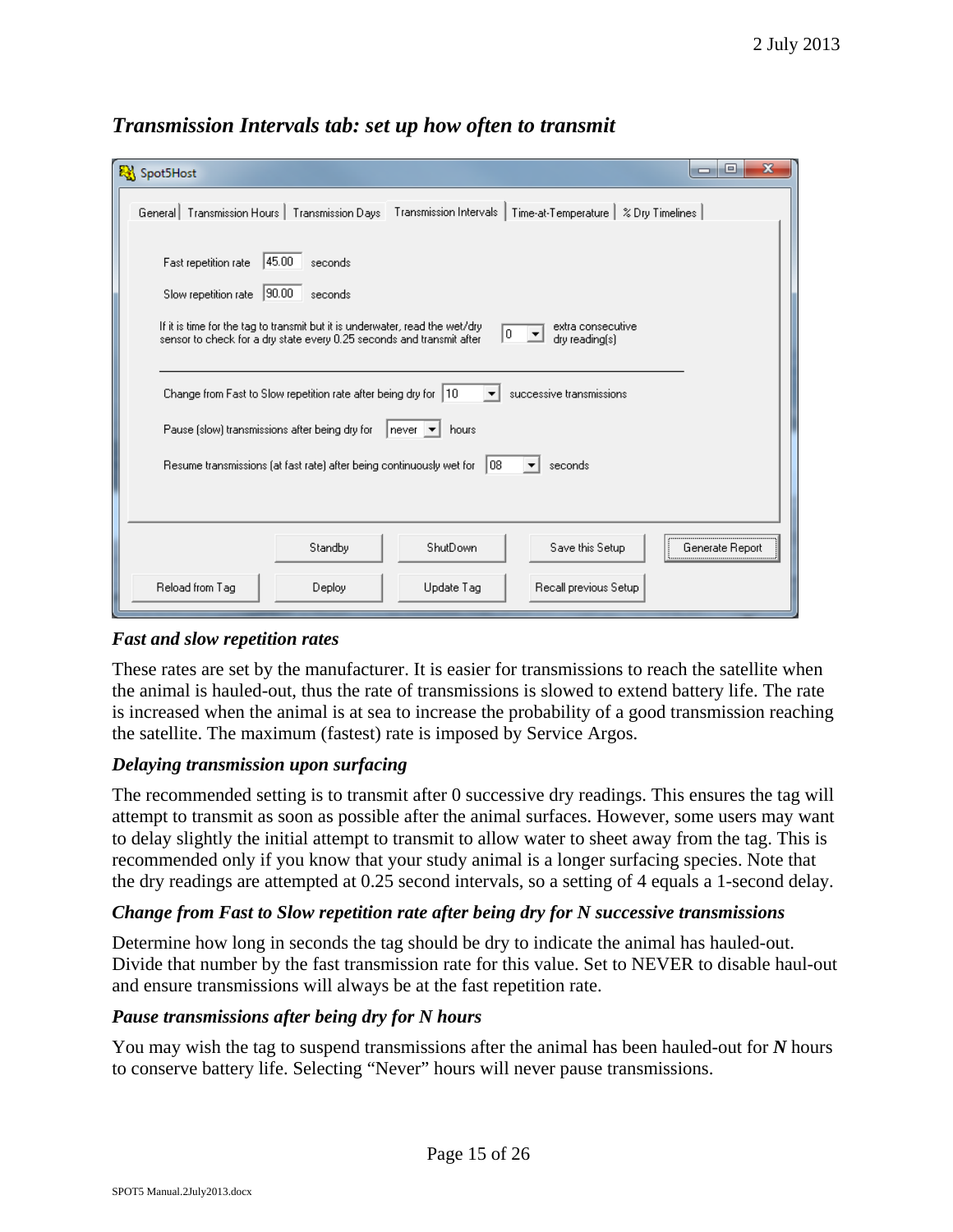## *Transmission Intervals tab: set up how often to transmit*

### *Fast and slow repetition rates*

These rates are set by the manufacturer. It is easier for transmissions to reach the satellite when the animal is hauled-out, thus the rate of transmissions is slowed to extend battery life. The rate is increased when the animal is at sea to increase the probability of a good transmission reaching the satellite. The maximum (fastest) rate is imposed by Service Argos.

### *Delaying transmission upon surfacing*

The recommended setting is to transmit after 0 successive dry readings. This ensures the tag will attempt to transmit as soon as possible after the animal surfaces. However, some users may want to delay slightly the initial attempt to transmit to allow water to sheet away from the tag. This is recommended only if you know that your study animal is a longer surfacing species. Note that the dry readings are attempted at 0.25 second intervals, so a setting of 4 equals a 1-second delay.

### *Change from Fast to Slow repetition rate after being dry for N successive transmissions*

Determine how long in seconds the tag should be dry to indicate the animal has hauled-out. Divide that number by the fast transmission rate for this value. Set to NEVER to disable haul-out and ensure transmissions will always be at the fast repetition rate.

### *Pause transmissions after being dry for N hours*

You may wish the tag to suspend transmissions after the animal has been hauled-out for ***N*** hours to conserve battery life. Selecting "Never" hours will never pause transmissions.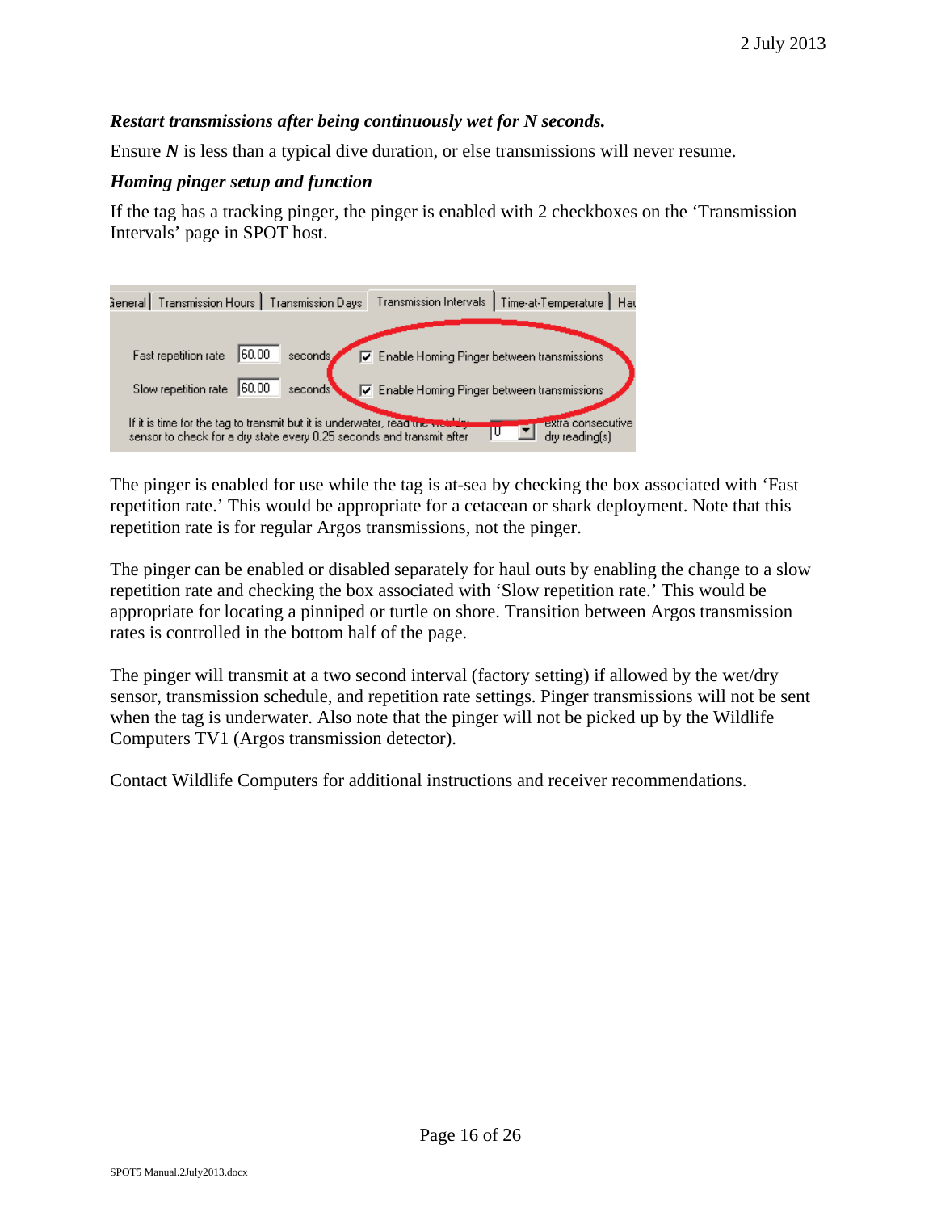### *Restart transmissions after being continuously wet for N seconds.*

Ensure ***N*** is less than a typical dive duration, or else transmissions will never resume.

### *Homing pinger setup and function*

If the tag has a tracking pinger, the pinger is enabled with 2 checkboxes on the 'Transmission Intervals' page in SPOT host.

The pinger is enabled for use while the tag is at-sea by checking the box associated with 'Fast repetition rate.' This would be appropriate for a cetacean or shark deployment. Note that this repetition rate is for regular Argos transmissions, not the pinger.

The pinger can be enabled or disabled separately for haul outs by enabling the change to a slow repetition rate and checking the box associated with 'Slow repetition rate.' This would be appropriate for locating a pinniped or turtle on shore. Transition between Argos transmission rates is controlled in the bottom half of the page.

The pinger will transmit at a two second interval (factory setting) if allowed by the wet/dry sensor, transmission schedule, and repetition rate settings. Pinger transmissions will not be sent when the tag is underwater. Also note that the pinger will not be picked up by the Wildlife Computers TV1 (Argos transmission detector).

Contact Wildlife Computers for additional instructions and receiver recommendations.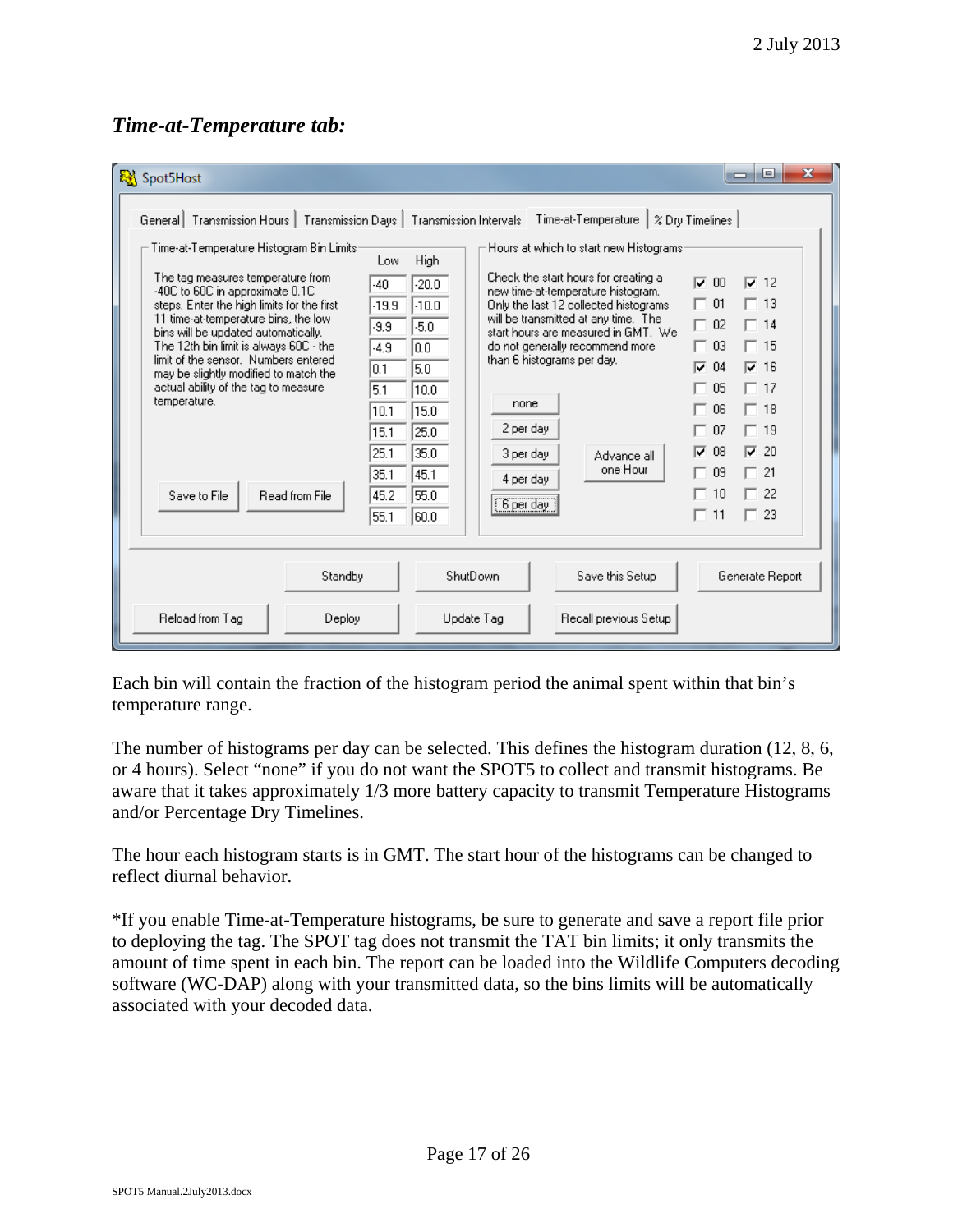### *Time-at-Temperature tab:*

Each bin will contain the fraction of the histogram period the animal spent within that bin's temperature range.

The number of histograms per day can be selected. This defines the histogram duration (12, 8, 6, or 4 hours). Select "none" if you do not want the SPOT5 to collect and transmit histograms. Be aware that it takes approximately 1/3 more battery capacity to transmit Temperature Histograms and/or Percentage Dry Timelines.

The hour each histogram starts is in GMT. The start hour of the histograms can be changed to reflect diurnal behavior.

*If you enable Time-at-Temperature histograms, be sure to generate and save a report file prior to deploying the tag. The SPOT tag does not transmit the TAT bin limits; it only transmits the amount of time spent in each bin. The report can be loaded into the Wildlife Computers decoding software (WC-DAP) along with your transmitted data, so the bins limits will be automatically associated with your decoded data.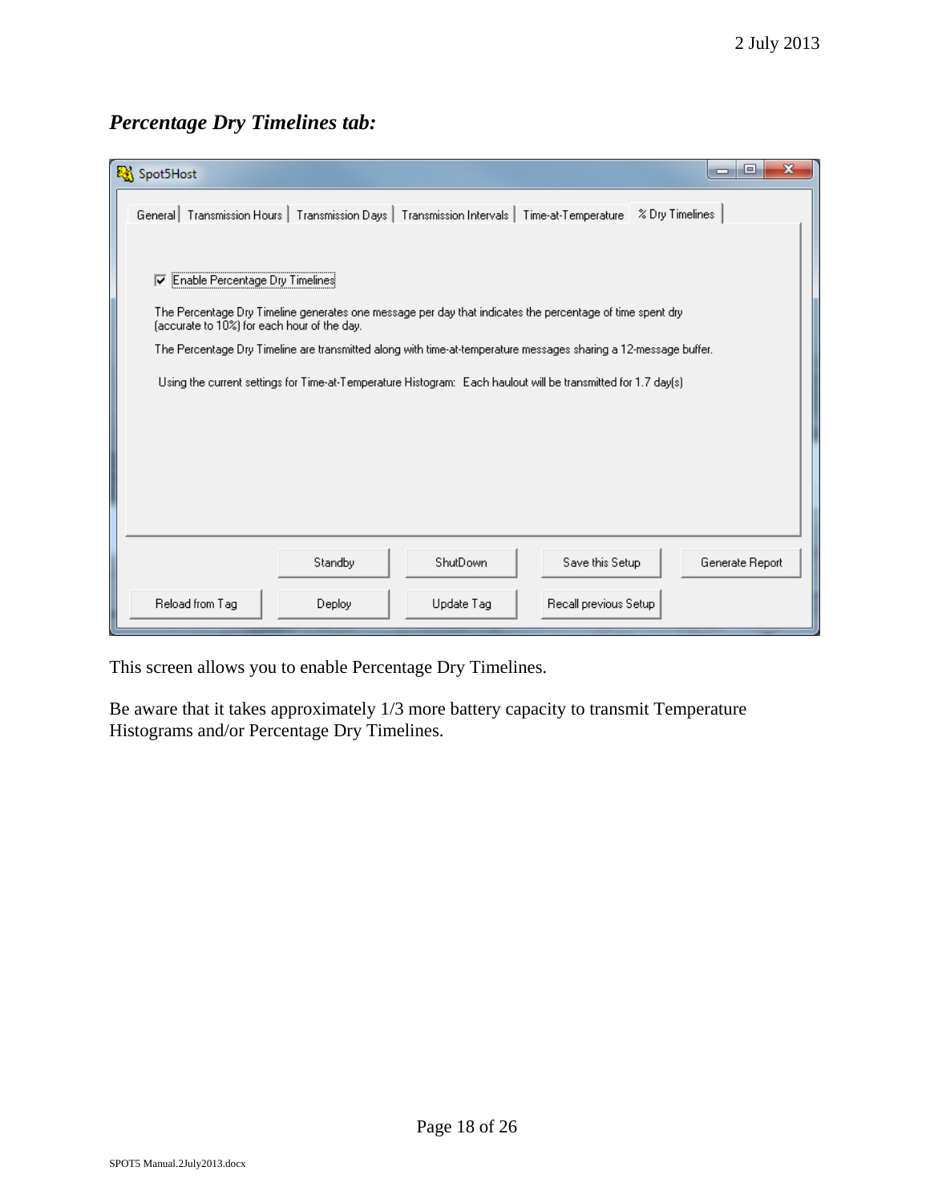### *Percentage Dry Timelines tab:*

Spot5Host

General | Transmission Hours | Transmission Days | Transmission Intervals | Time-at-Temperature | % Dry Timelines

☑ Enable Percentage Dry Timelines

The Percentage Dry Timeline generates one message per day that indicates the percentage of time spent dry (accurate to 10%) for each hour of the day.

The Percentage Dry Timeline are transmitted along with time-at-temperature messages sharing a 12-message buffer.

Using the current settings for Time-at-Temperature Histogram: Each haulout will be transmitted for 1.7 day(s)

Standby | ShutDown | Save this Setup | Generate Report

Reload from Tag | Deploy | Update Tag | Recall previous Setup

This screen allows you to enable Percentage Dry Timelines.

Be aware that it takes approximately 1/3 more battery capacity to transmit Temperature Histograms and/or Percentage Dry Timelines.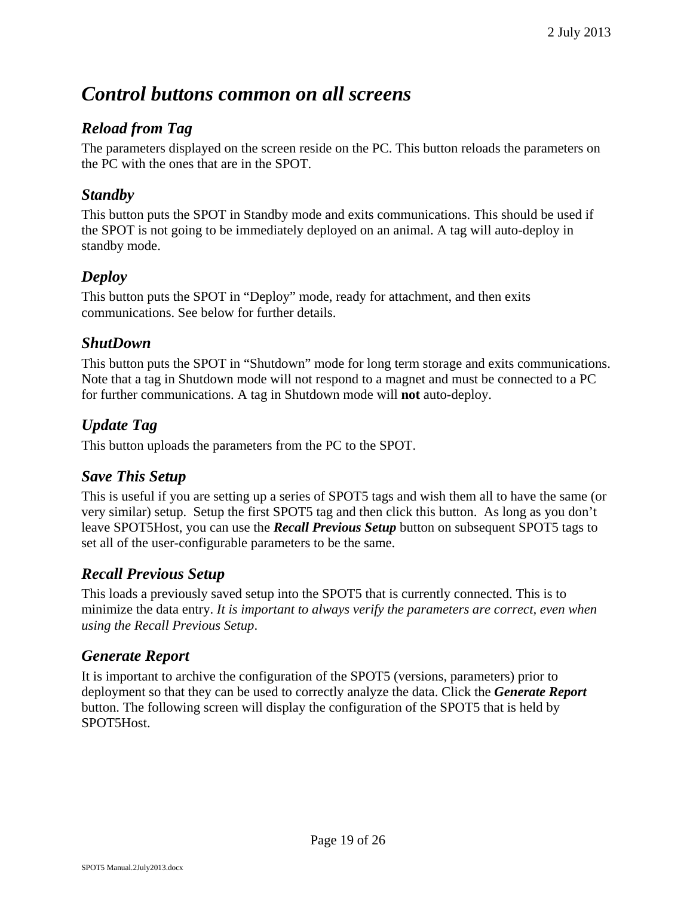# *Control buttons common on all screens*

## *Reload from Tag*

The parameters displayed on the screen reside on the PC. This button reloads the parameters on the PC with the ones that are in the SPOT.

## *Standby*

This button puts the SPOT in Standby mode and exits communications. This should be used if the SPOT is not going to be immediately deployed on an animal. A tag will auto-deploy in standby mode.

## *Deploy*

This button puts the SPOT in "Deploy" mode, ready for attachment, and then exits communications. See below for further details.

## *ShutDown*

This button puts the SPOT in "Shutdown" mode for long term storage and exits communications. Note that a tag in Shutdown mode will not respond to a magnet and must be connected to a PC for further communications. A tag in Shutdown mode will **not** auto-deploy.

## *Update Tag*

This button uploads the parameters from the PC to the SPOT.

## *Save This Setup*

This is useful if you are setting up a series of SPOT5 tags and wish them all to have the same (or very similar) setup. Setup the first SPOT5 tag and then click this button. As long as you don't leave SPOT5Host, you can use the ***Recall Previous Setup*** button on subsequent SPOT5 tags to set all of the user-configurable parameters to be the same.

## *Recall Previous Setup*

This loads a previously saved setup into the SPOT5 that is currently connected. This is to minimize the data entry. *It is important to always verify the parameters are correct, even when using the Recall Previous Setup*.

## *Generate Report*

It is important to archive the configuration of the SPOT5 (versions, parameters) prior to deployment so that they can be used to correctly analyze the data. Click the ***Generate Report*** button. The following screen will display the configuration of the SPOT5 that is held by SPOT5Host.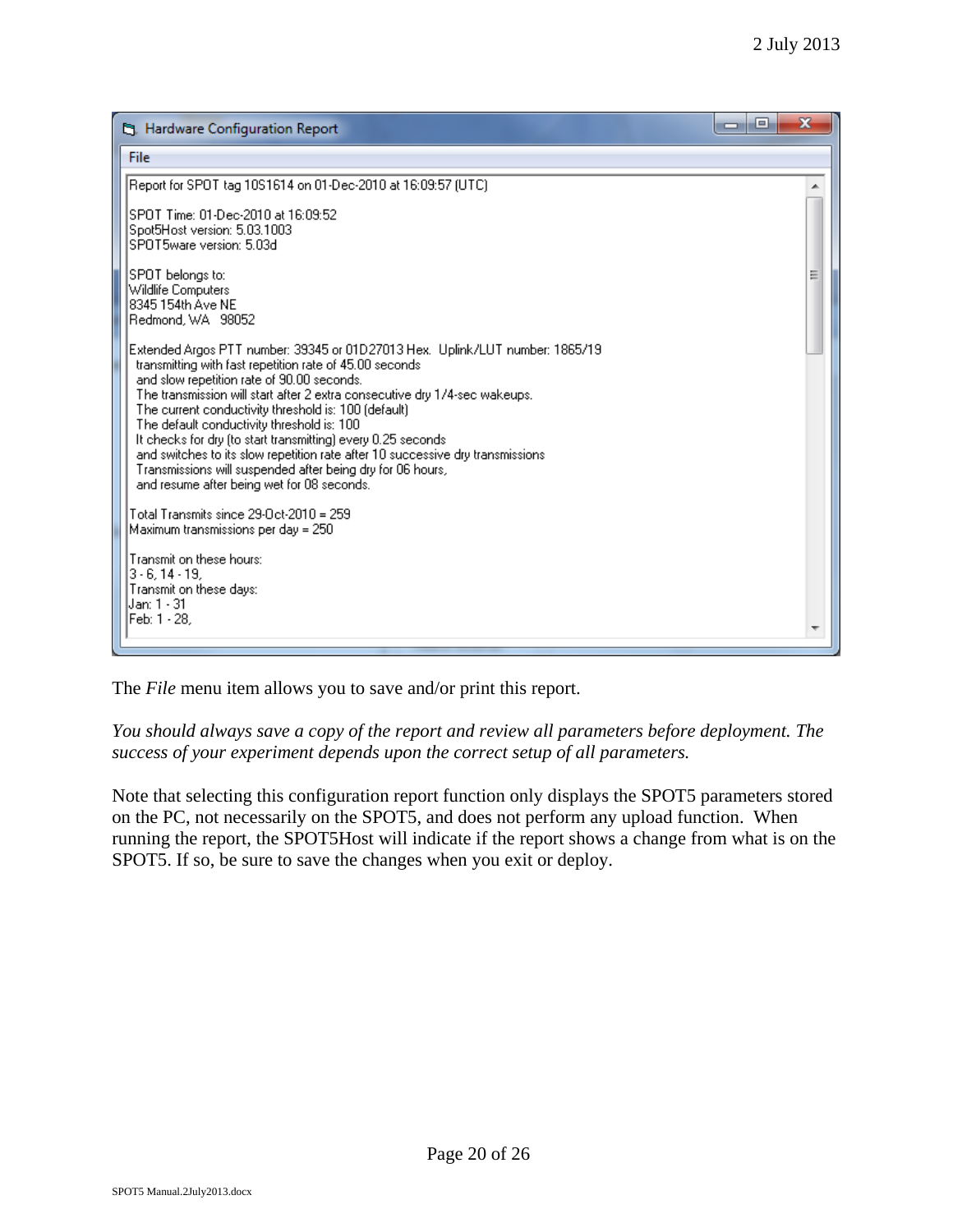Hardware Configuration Report

File

```
Report for SPOT tag 10S1614 on 01-Dec-2010 at 16:09:57 (UTC)

SPOT Time: 01-Dec-2010 at 16:09:52
Spot5Host version: 5.03.1003
SPOT5ware version: 5.03d

SPOT belongs to:
Wildlife Computers
8345 154th Ave NE
Redmond, WA  98052

Extended Argos PTT number: 39345 or 01D27013 Hex.  Uplink/LUT number: 1865/19
  transmitting with fast repetition rate of 45.00 seconds
  and slow repetition rate of 90.00 seconds.
  The transmission will start after 2 extra consecutive dry 1/4-sec wakeups.
  The current conductivity threshold is: 100 (default)
  The default conductivity threshold is: 100
  It checks for dry (to start transmitting) every 0.25 seconds
  and switches to its slow repetition rate after 10 successive dry transmissions
  Transmissions will suspended after being dry for 06 hours,
  and resume after being wet for 08 seconds.

Total Transmits since 29-Oct-2010 = 259
Maximum transmissions per day = 250

Transmit on these hours:
3 - 6, 14 - 19,
Transmit on these days:
Jan: 1 - 31
Feb: 1 - 28,
```

The *File* menu item allows you to save and/or print this report.

*You should always save a copy of the report and review all parameters before deployment. The success of your experiment depends upon the correct setup of all parameters.*

Note that selecting this configuration report function only displays the SPOT5 parameters stored on the PC, not necessarily on the SPOT5, and does not perform any upload function. When running the report, the SPOT5Host will indicate if the report shows a change from what is on the SPOT5. If so, be sure to save the changes when you exit or deploy.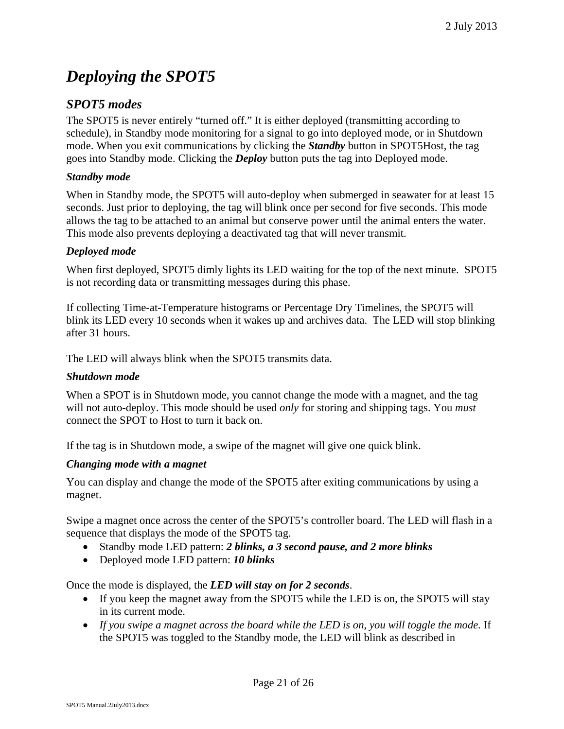# *Deploying the SPOT5*

## *SPOT5 modes*

The SPOT5 is never entirely "turned off." It is either deployed (transmitting according to schedule), in Standby mode monitoring for a signal to go into deployed mode, or in Shutdown mode. When you exit communications by clicking the ***Standby*** button in SPOT5Host, the tag goes into Standby mode. Clicking the ***Deploy*** button puts the tag into Deployed mode.

### *Standby mode*

When in Standby mode, the SPOT5 will auto-deploy when submerged in seawater for at least 15 seconds. Just prior to deploying, the tag will blink once per second for five seconds. This mode allows the tag to be attached to an animal but conserve power until the animal enters the water. This mode also prevents deploying a deactivated tag that will never transmit.

### *Deployed mode*

When first deployed, SPOT5 dimly lights its LED waiting for the top of the next minute. SPOT5 is not recording data or transmitting messages during this phase.

If collecting Time-at-Temperature histograms or Percentage Dry Timelines, the SPOT5 will blink its LED every 10 seconds when it wakes up and archives data. The LED will stop blinking after 31 hours.

The LED will always blink when the SPOT5 transmits data.

### *Shutdown mode*

When a SPOT is in Shutdown mode, you cannot change the mode with a magnet, and the tag will not auto-deploy. This mode should be used *only* for storing and shipping tags. You *must* connect the SPOT to Host to turn it back on.

If the tag is in Shutdown mode, a swipe of the magnet will give one quick blink.

### *Changing mode with a magnet*

You can display and change the mode of the SPOT5 after exiting communications by using a magnet.

Swipe a magnet once across the center of the SPOT5's controller board. The LED will flash in a sequence that displays the mode of the SPOT5 tag.

- Standby mode LED pattern: ***2 blinks, a 3 second pause, and 2 more blinks***
- Deployed mode LED pattern: ***10 blinks***

Once the mode is displayed, the ***LED will stay on for 2 seconds***.

- If you keep the magnet away from the SPOT5 while the LED is on, the SPOT5 will stay in its current mode.
- *If you swipe a magnet across the board while the LED is on, you will toggle the mode.* If the SPOT5 was toggled to the Standby mode, the LED will blink as described in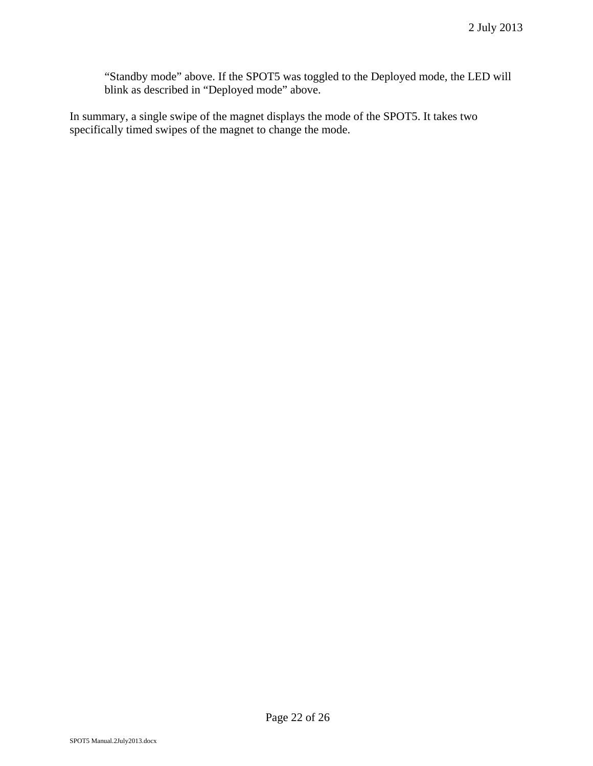“Standby mode” above. If the SPOT5 was toggled to the Deployed mode, the LED will blink as described in “Deployed mode” above.

In summary, a single swipe of the magnet displays the mode of the SPOT5. It takes two specifically timed swipes of the magnet to change the mode.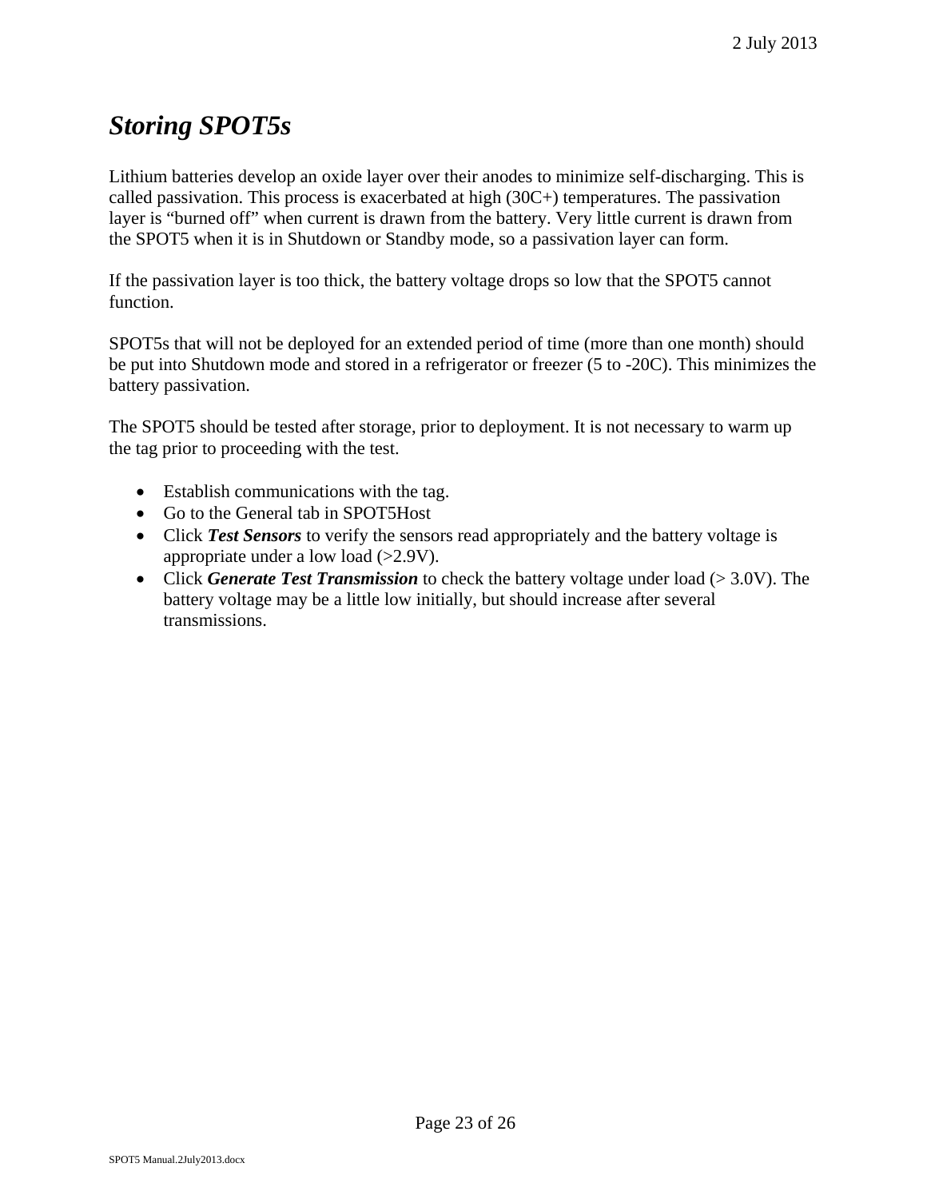# *Storing SPOT5s*

Lithium batteries develop an oxide layer over their anodes to minimize self-discharging. This is called passivation. This process is exacerbated at high (30C+) temperatures. The passivation layer is "burned off" when current is drawn from the battery. Very little current is drawn from the SPOT5 when it is in Shutdown or Standby mode, so a passivation layer can form.

If the passivation layer is too thick, the battery voltage drops so low that the SPOT5 cannot function.

SPOT5s that will not be deployed for an extended period of time (more than one month) should be put into Shutdown mode and stored in a refrigerator or freezer (5 to -20C). This minimizes the battery passivation.

The SPOT5 should be tested after storage, prior to deployment. It is not necessary to warm up the tag prior to proceeding with the test.

- Establish communications with the tag.
- Go to the General tab in SPOT5Host
- Click ***Test Sensors*** to verify the sensors read appropriately and the battery voltage is appropriate under a low load (>2.9V).
- Click ***Generate Test Transmission*** to check the battery voltage under load (> 3.0V). The battery voltage may be a little low initially, but should increase after several transmissions.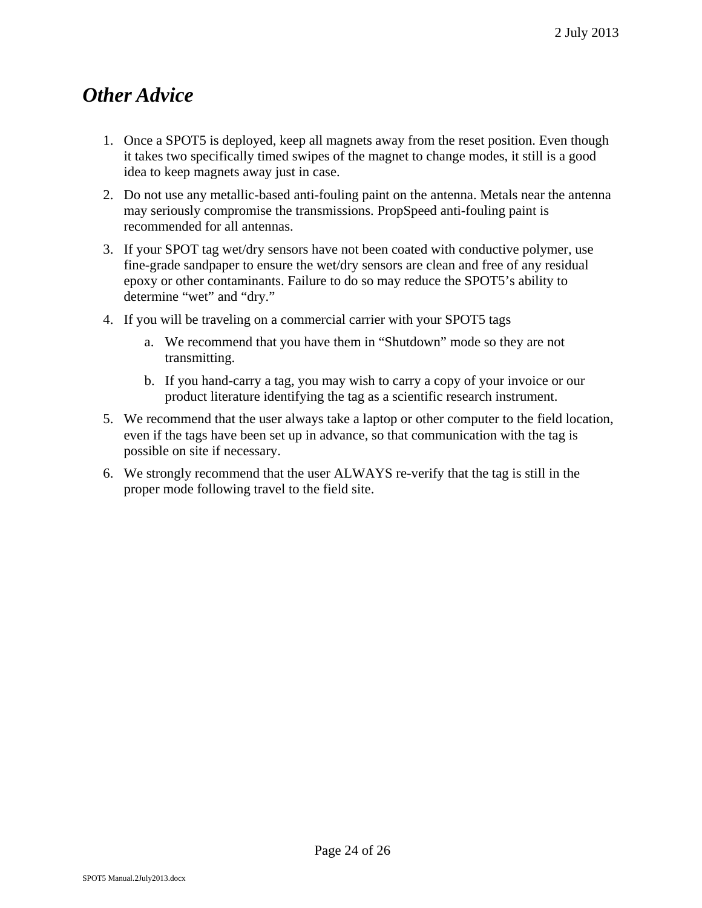## *Other Advice*

1. Once a SPOT5 is deployed, keep all magnets away from the reset position. Even though it takes two specifically timed swipes of the magnet to change modes, it still is a good idea to keep magnets away just in case.
2. Do not use any metallic-based anti-fouling paint on the antenna. Metals near the antenna may seriously compromise the transmissions. PropSpeed anti-fouling paint is recommended for all antennas.
3. If your SPOT tag wet/dry sensors have not been coated with conductive polymer, use fine-grade sandpaper to ensure the wet/dry sensors are clean and free of any residual epoxy or other contaminants. Failure to do so may reduce the SPOT5's ability to determine "wet" and "dry."
4. If you will be traveling on a commercial carrier with your SPOT5 tags
   a. We recommend that you have them in "Shutdown" mode so they are not transmitting.
   b. If you hand-carry a tag, you may wish to carry a copy of your invoice or our product literature identifying the tag as a scientific research instrument.
5. We recommend that the user always take a laptop or other computer to the field location, even if the tags have been set up in advance, so that communication with the tag is possible on site if necessary.
6. We strongly recommend that the user ALWAYS re-verify that the tag is still in the proper mode following travel to the field site.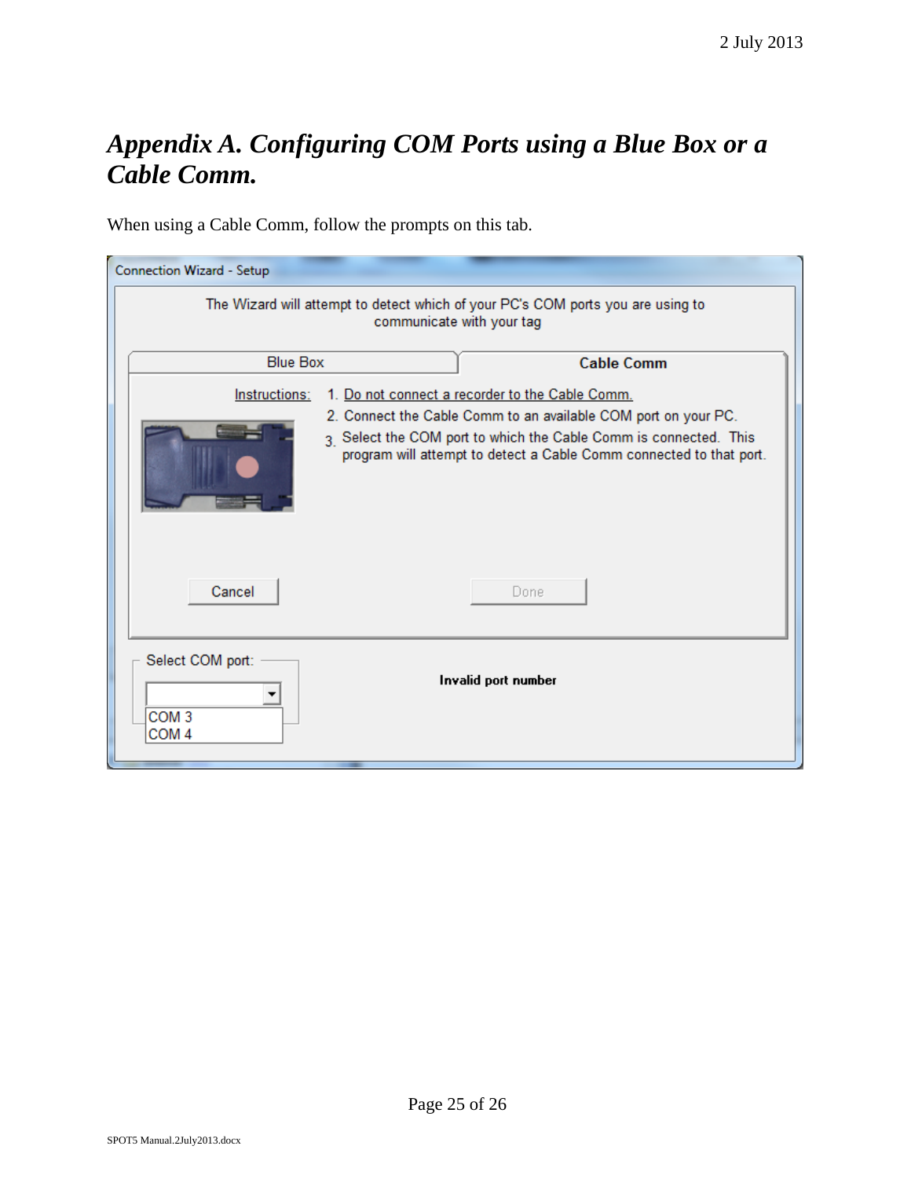# *Appendix A. Configuring COM Ports using a Blue Box or a Cable Comm.*

When using a Cable Comm, follow the prompts on this tab.

Connection Wizard - Setup

The Wizard will attempt to detect which of your PC's COM ports you are using to communicate with your tag

Blue Box | **Cable Comm**

Instructions:

1. Do not connect a recorder to the Cable Comm.
2. Connect the Cable Comm to an available COM port on your PC.
3. Select the COM port to which the Cable Comm is connected. This program will attempt to detect a Cable Comm connected to that port.

Cancel | Done

Select COM port:

COM 3
COM 4

**Invalid port number**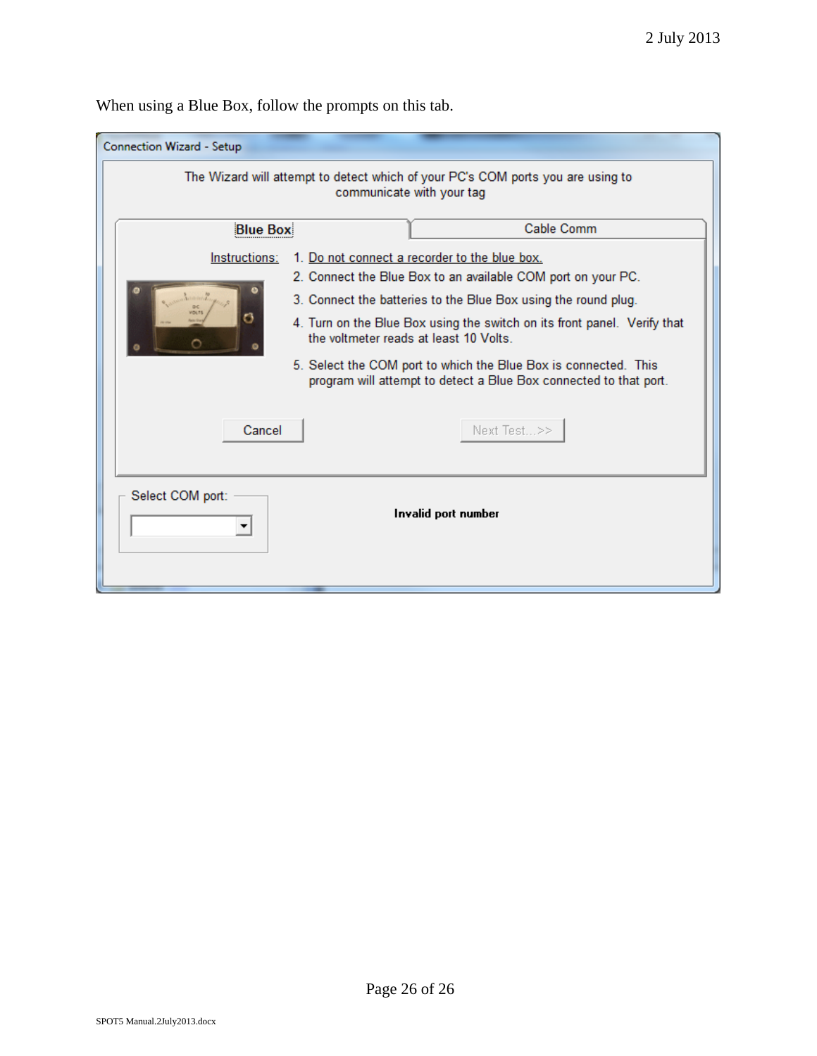When using a Blue Box, follow the prompts on this tab.

Connection Wizard - Setup

The Wizard will attempt to detect which of your PC's COM ports you are using to communicate with your tag

Blue Box | Cable Comm

Instructions:

1. Do not connect a recorder to the blue box.
2. Connect the Blue Box to an available COM port on your PC.
3. Connect the batteries to the Blue Box using the round plug.
4. Turn on the Blue Box using the switch on its front panel. Verify that the voltmeter reads at least 10 Volts.
5. Select the COM port to which the Blue Box is connected. This program will attempt to detect a Blue Box connected to that port.

Cancel

Next Test...>>

Select COM port:

**Invalid port number**